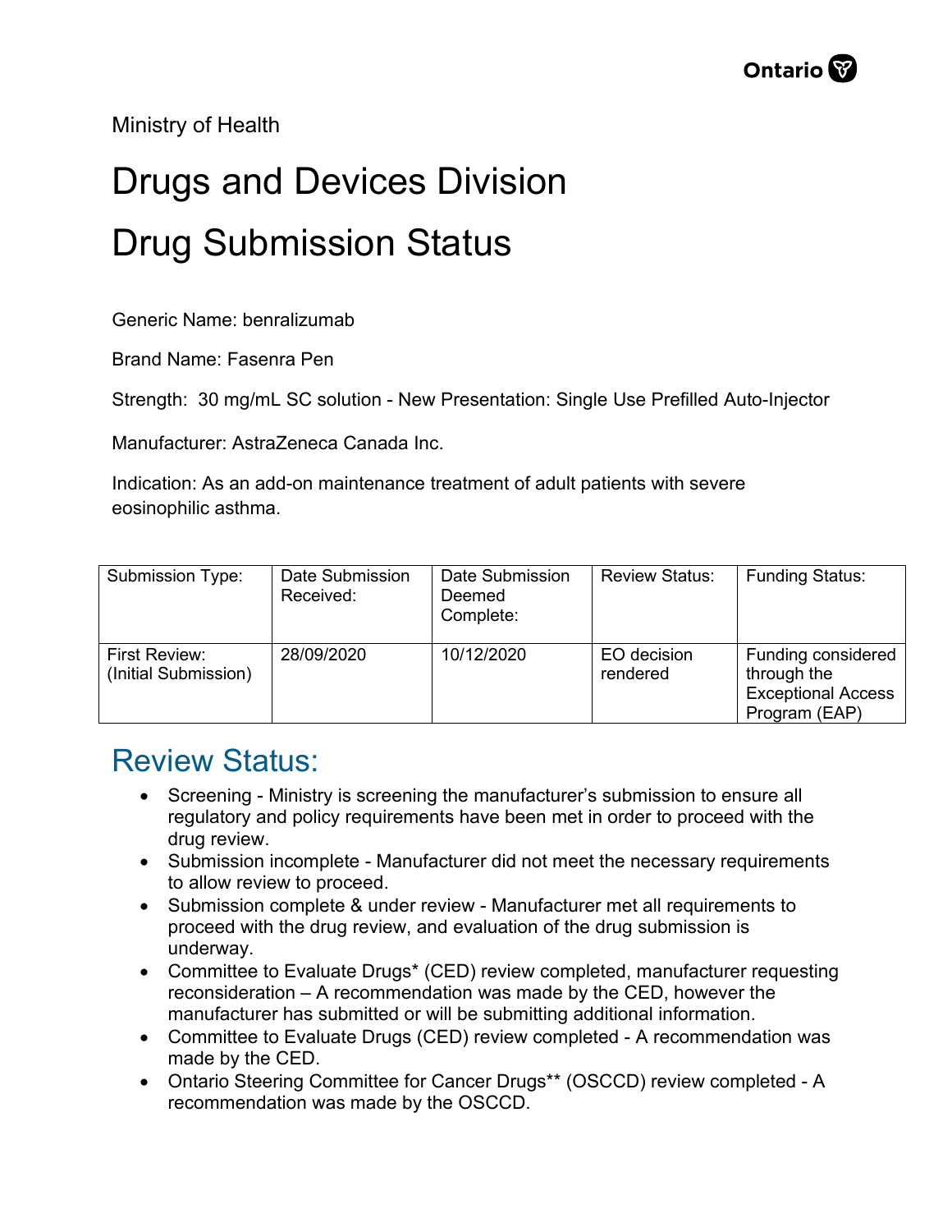Ministry of Health

# Drugs and Devices Division

# Drug Submission Status

Generic Name: benralizumab

Brand Name: Fasenra Pen

Strength: 30 mg/mL SC solution - New Presentation: Single Use Prefilled Auto-Injector

Manufacturer: AstraZeneca Canada Inc.

Indication: As an add-on maintenance treatment of adult patients with severe eosinophilic asthma.

| Submission Type: | Date Submission Received: | Date Submission Deemed Complete: | Review Status: | Funding Status: |
|---|---|---|---|---|
| First Review: (Initial Submission) | 28/09/2020 | 10/12/2020 | EO decision rendered | Funding considered through the Exceptional Access Program (EAP) |

## Review Status:

- Screening - Ministry is screening the manufacturer's submission to ensure all regulatory and policy requirements have been met in order to proceed with the drug review.
- Submission incomplete - Manufacturer did not meet the necessary requirements to allow review to proceed.
- Submission complete & under review - Manufacturer met all requirements to proceed with the drug review, and evaluation of the drug submission is underway.
- Committee to Evaluate Drugs* (CED) review completed, manufacturer requesting reconsideration – A recommendation was made by the CED, however the manufacturer has submitted or will be submitting additional information.
- Committee to Evaluate Drugs (CED) review completed - A recommendation was made by the CED.
- Ontario Steering Committee for Cancer Drugs** (OSCCD) review completed - A recommendation was made by the OSCCD.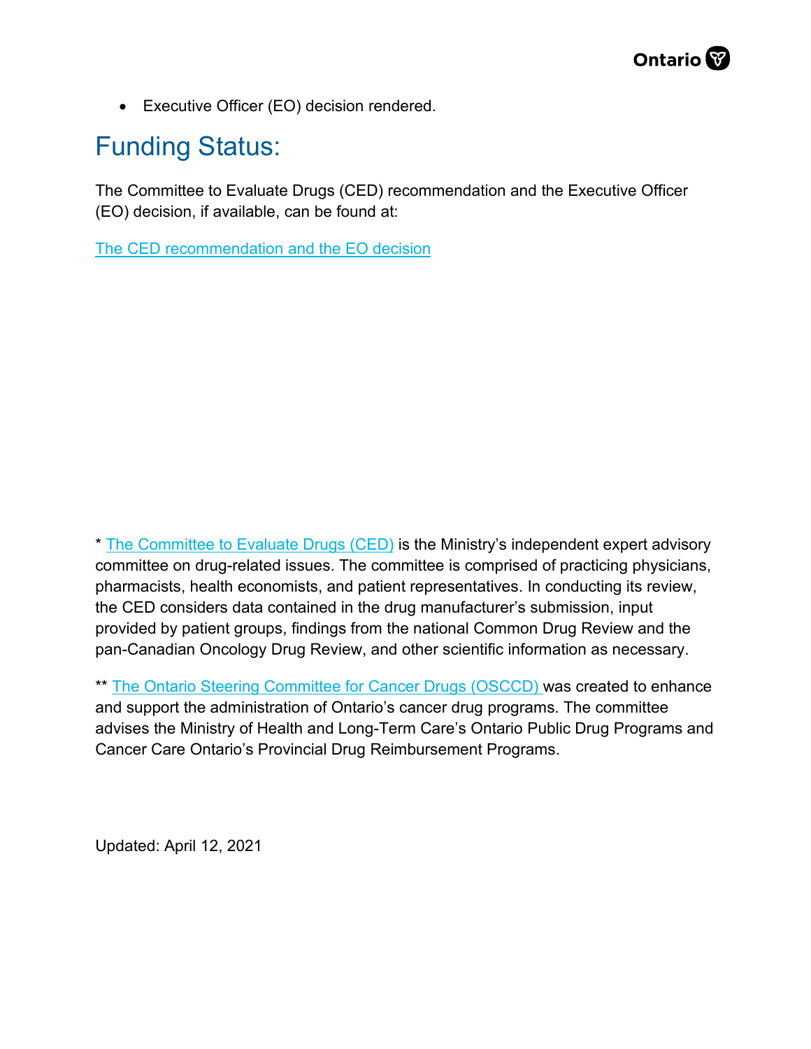- Executive Officer (EO) decision rendered.

## Funding Status:

The Committee to Evaluate Drugs (CED) recommendation and the Executive Officer (EO) decision, if available, can be found at:

The CED recommendation and the EO decision

* The Committee to Evaluate Drugs (CED) is the Ministry's independent expert advisory committee on drug-related issues. The committee is comprised of practicing physicians, pharmacists, health economists, and patient representatives. In conducting its review, the CED considers data contained in the drug manufacturer's submission, input provided by patient groups, findings from the national Common Drug Review and the pan-Canadian Oncology Drug Review, and other scientific information as necessary.

** The Ontario Steering Committee for Cancer Drugs (OSCCD) was created to enhance and support the administration of Ontario's cancer drug programs. The committee advises the Ministry of Health and Long-Term Care's Ontario Public Drug Programs and Cancer Care Ontario's Provincial Drug Reimbursement Programs.

Updated: April 12, 2021